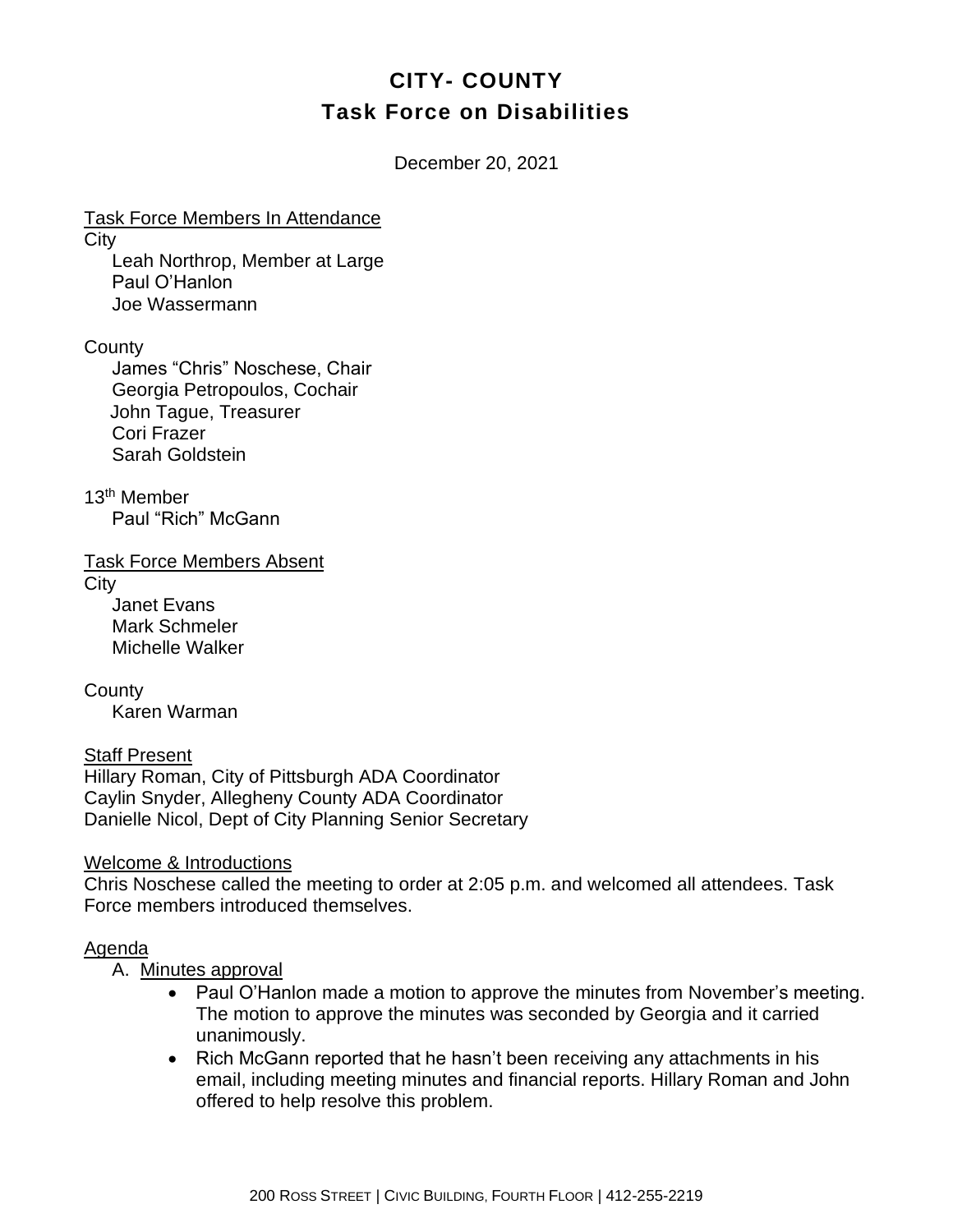# CITY- COUNTY
## Task Force on Disabilities

December 20, 2021

Task Force Members In Attendance

City

Leah Northrop, Member at Large
Paul O'Hanlon
Joe Wassermann

County

James "Chris" Noschese, Chair
Georgia Petropoulos, Cochair
John Tague, Treasurer
Cori Frazer
Sarah Goldstein

13th Member

Paul "Rich" McGann

Task Force Members Absent

City

Janet Evans
Mark Schmeler
Michelle Walker

County

Karen Warman

Staff Present

Hillary Roman, City of Pittsburgh ADA Coordinator
Caylin Snyder, Allegheny County ADA Coordinator
Danielle Nicol, Dept of City Planning Senior Secretary

Welcome & Introductions

Chris Noschese called the meeting to order at 2:05 p.m. and welcomed all attendees. Task Force members introduced themselves.

Agenda

A. Minutes approval

- Paul O'Hanlon made a motion to approve the minutes from November's meeting. The motion to approve the minutes was seconded by Georgia and it carried unanimously.
- Rich McGann reported that he hasn't been receiving any attachments in his email, including meeting minutes and financial reports. Hillary Roman and John offered to help resolve this problem.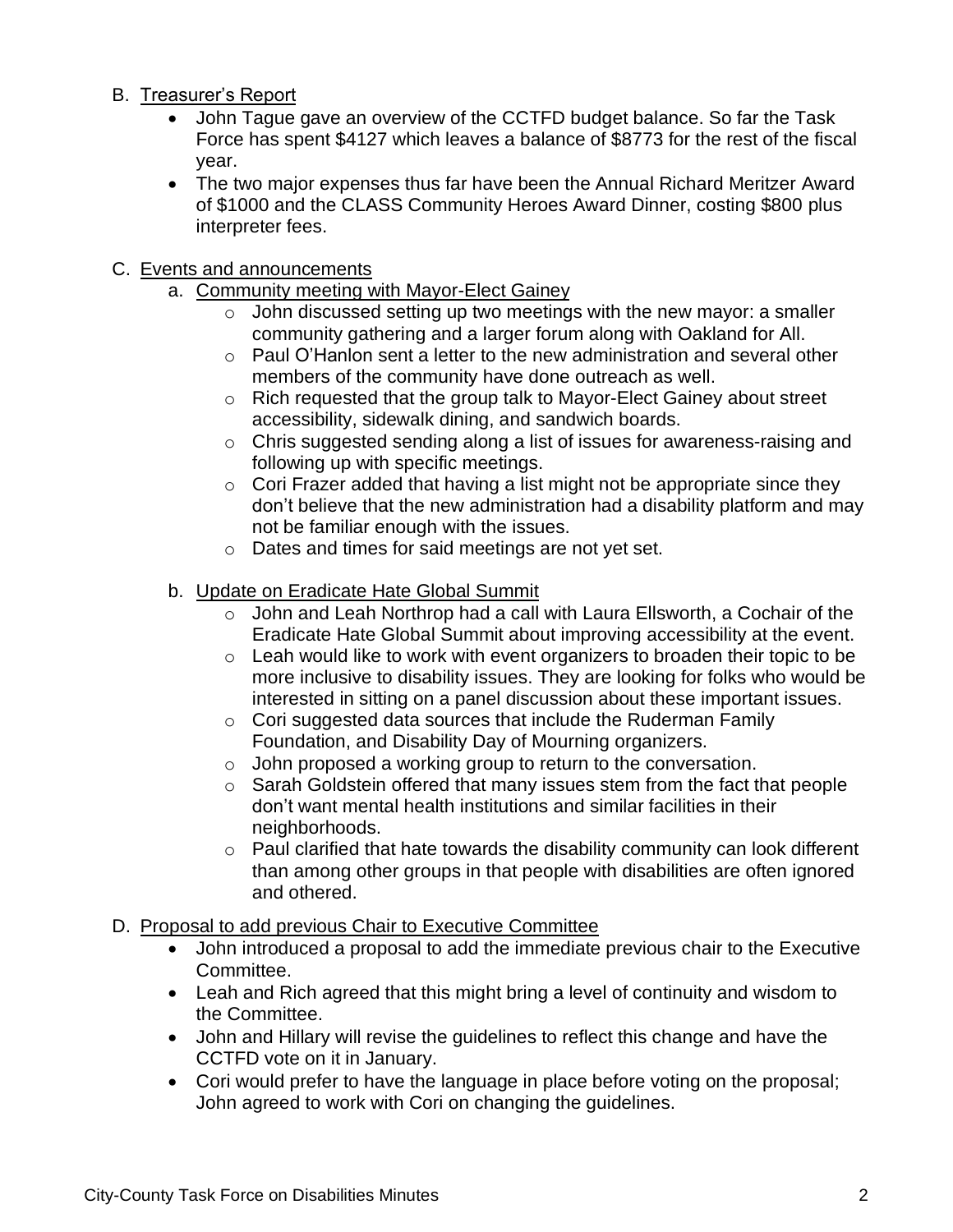B. Treasurer's Report
   - John Tague gave an overview of the CCTFD budget balance. So far the Task Force has spent $4127 which leaves a balance of $8773 for the rest of the fiscal year.
   - The two major expenses thus far have been the Annual Richard Meritzer Award of $1000 and the CLASS Community Heroes Award Dinner, costing $800 plus interpreter fees.

C. Events and announcements
   a. Community meeting with Mayor-Elect Gainey
      - John discussed setting up two meetings with the new mayor: a smaller community gathering and a larger forum along with Oakland for All.
      - Paul O'Hanlon sent a letter to the new administration and several other members of the community have done outreach as well.
      - Rich requested that the group talk to Mayor-Elect Gainey about street accessibility, sidewalk dining, and sandwich boards.
      - Chris suggested sending along a list of issues for awareness-raising and following up with specific meetings.
      - Cori Frazer added that having a list might not be appropriate since they don't believe that the new administration had a disability platform and may not be familiar enough with the issues.
      - Dates and times for said meetings are not yet set.

   b. Update on Eradicate Hate Global Summit
      - John and Leah Northrop had a call with Laura Ellsworth, a Cochair of the Eradicate Hate Global Summit about improving accessibility at the event.
      - Leah would like to work with event organizers to broaden their topic to be more inclusive to disability issues. They are looking for folks who would be interested in sitting on a panel discussion about these important issues.
      - Cori suggested data sources that include the Ruderman Family Foundation, and Disability Day of Mourning organizers.
      - John proposed a working group to return to the conversation.
      - Sarah Goldstein offered that many issues stem from the fact that people don't want mental health institutions and similar facilities in their neighborhoods.
      - Paul clarified that hate towards the disability community can look different than among other groups in that people with disabilities are often ignored and othered.

D. Proposal to add previous Chair to Executive Committee
   - John introduced a proposal to add the immediate previous chair to the Executive Committee.
   - Leah and Rich agreed that this might bring a level of continuity and wisdom to the Committee.
   - John and Hillary will revise the guidelines to reflect this change and have the CCTFD vote on it in January.
   - Cori would prefer to have the language in place before voting on the proposal; John agreed to work with Cori on changing the guidelines.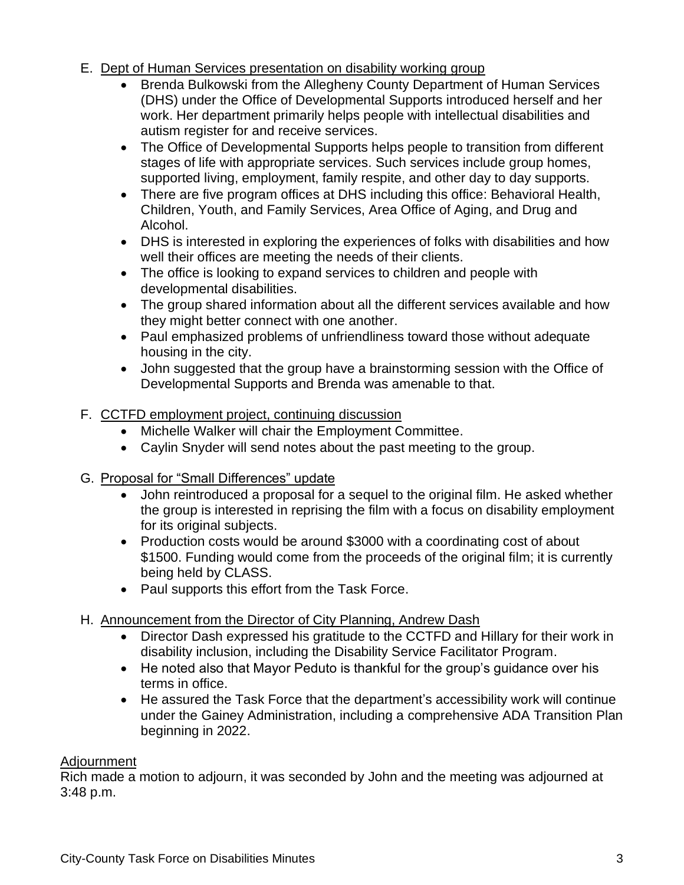E. Dept of Human Services presentation on disability working group
    - Brenda Bulkowski from the Allegheny County Department of Human Services (DHS) under the Office of Developmental Supports introduced herself and her work. Her department primarily helps people with intellectual disabilities and autism register for and receive services.
    - The Office of Developmental Supports helps people to transition from different stages of life with appropriate services. Such services include group homes, supported living, employment, family respite, and other day to day supports.
    - There are five program offices at DHS including this office: Behavioral Health, Children, Youth, and Family Services, Area Office of Aging, and Drug and Alcohol.
    - DHS is interested in exploring the experiences of folks with disabilities and how well their offices are meeting the needs of their clients.
    - The office is looking to expand services to children and people with developmental disabilities.
    - The group shared information about all the different services available and how they might better connect with one another.
    - Paul emphasized problems of unfriendliness toward those without adequate housing in the city.
    - John suggested that the group have a brainstorming session with the Office of Developmental Supports and Brenda was amenable to that.

F. CCTFD employment project, continuing discussion
    - Michelle Walker will chair the Employment Committee.
    - Caylin Snyder will send notes about the past meeting to the group.

G. Proposal for "Small Differences" update
    - John reintroduced a proposal for a sequel to the original film. He asked whether the group is interested in reprising the film with a focus on disability employment for its original subjects.
    - Production costs would be around $3000 with a coordinating cost of about $1500. Funding would come from the proceeds of the original film; it is currently being held by CLASS.
    - Paul supports this effort from the Task Force.

H. Announcement from the Director of City Planning, Andrew Dash
    - Director Dash expressed his gratitude to the CCTFD and Hillary for their work in disability inclusion, including the Disability Service Facilitator Program.
    - He noted also that Mayor Peduto is thankful for the group's guidance over his terms in office.
    - He assured the Task Force that the department's accessibility work will continue under the Gainey Administration, including a comprehensive ADA Transition Plan beginning in 2022.

Adjournment

Rich made a motion to adjourn, it was seconded by John and the meeting was adjourned at 3:48 p.m.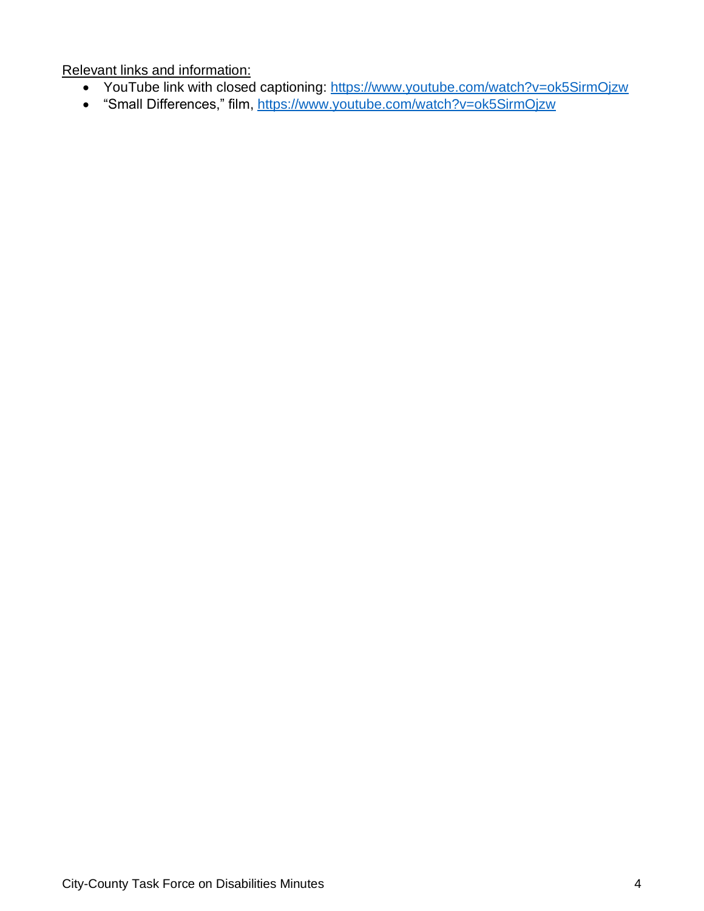Relevant links and information:

- YouTube link with closed captioning: https://www.youtube.com/watch?v=ok5SirmOjzw
- "Small Differences," film, https://www.youtube.com/watch?v=ok5SirmOjzw